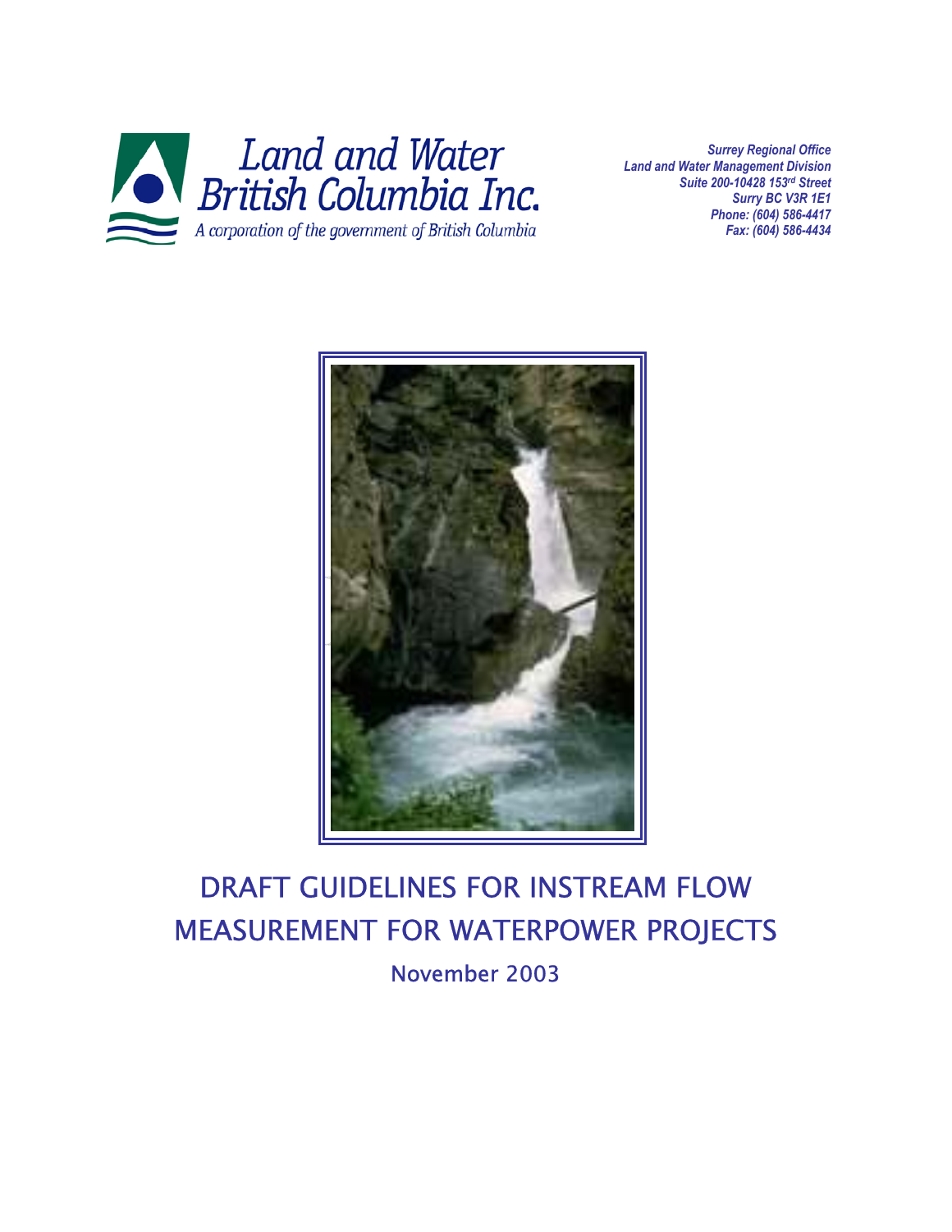Land and Water British Columbia Inc.

A corporation of the government of British Columbia

*Surrey Regional Office*
*Land and Water Management Division*
*Suite 200-10428 153rd Street*
*Surry BC V3R 1E1*
*Phone: (604) 586-4417*
*Fax: (604) 586-4434*

# DRAFT GUIDELINES FOR INSTREAM FLOW MEASUREMENT FOR WATERPOWER PROJECTS

November 2003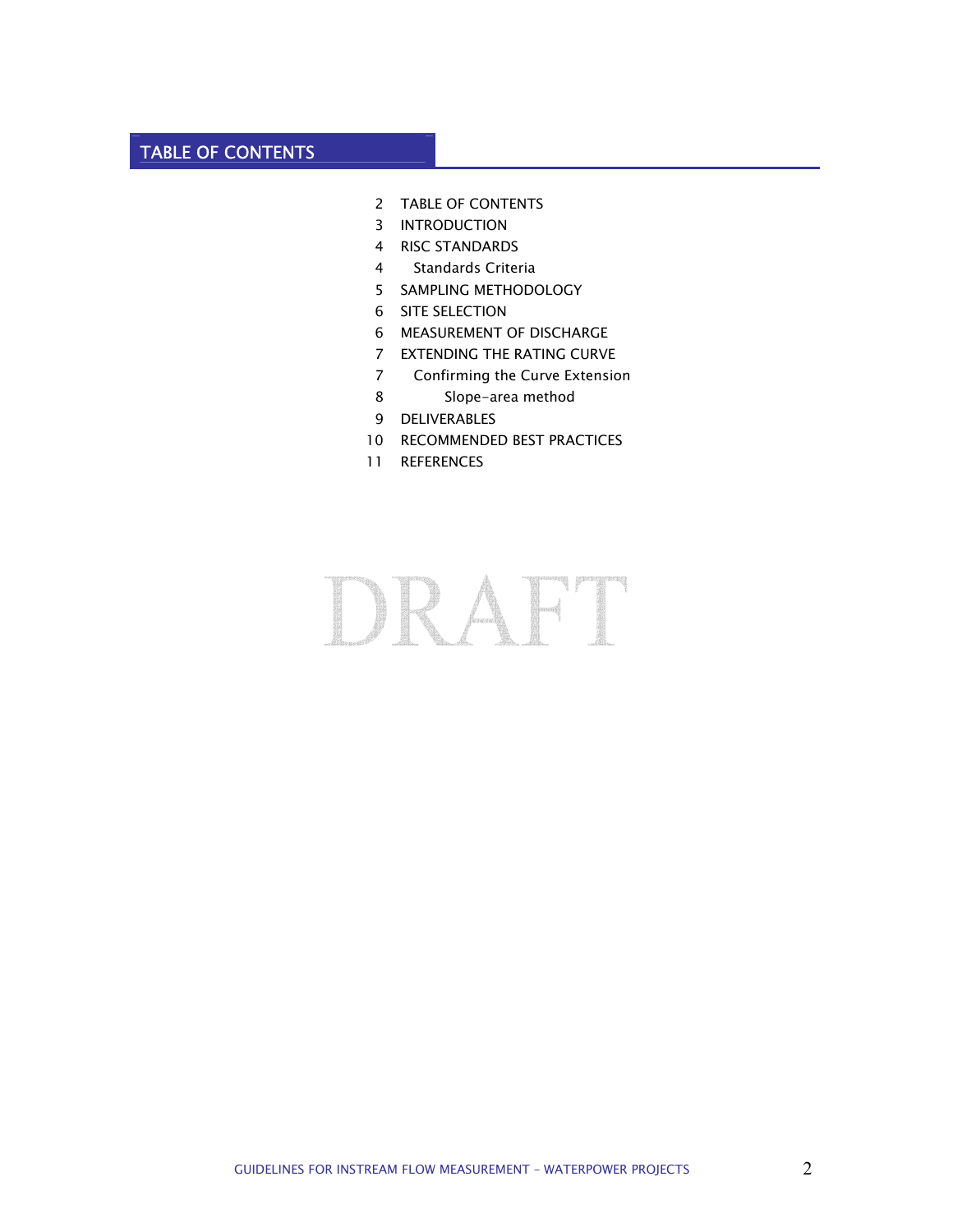# TABLE OF CONTENTS

- 2 TABLE OF CONTENTS
- 3 INTRODUCTION
- 4 RISC STANDARDS
  - 4 Standards Criteria
- 5 SAMPLING METHODOLOGY
- 6 SITE SELECTION
- 6 MEASUREMENT OF DISCHARGE
- 7 EXTENDING THE RATING CURVE
  - 7 Confirming the Curve Extension
    - 8 Slope-area method
- 9 DELIVERABLES
- 10 RECOMMENDED BEST PRACTICES
- 11 REFERENCES

DRAFT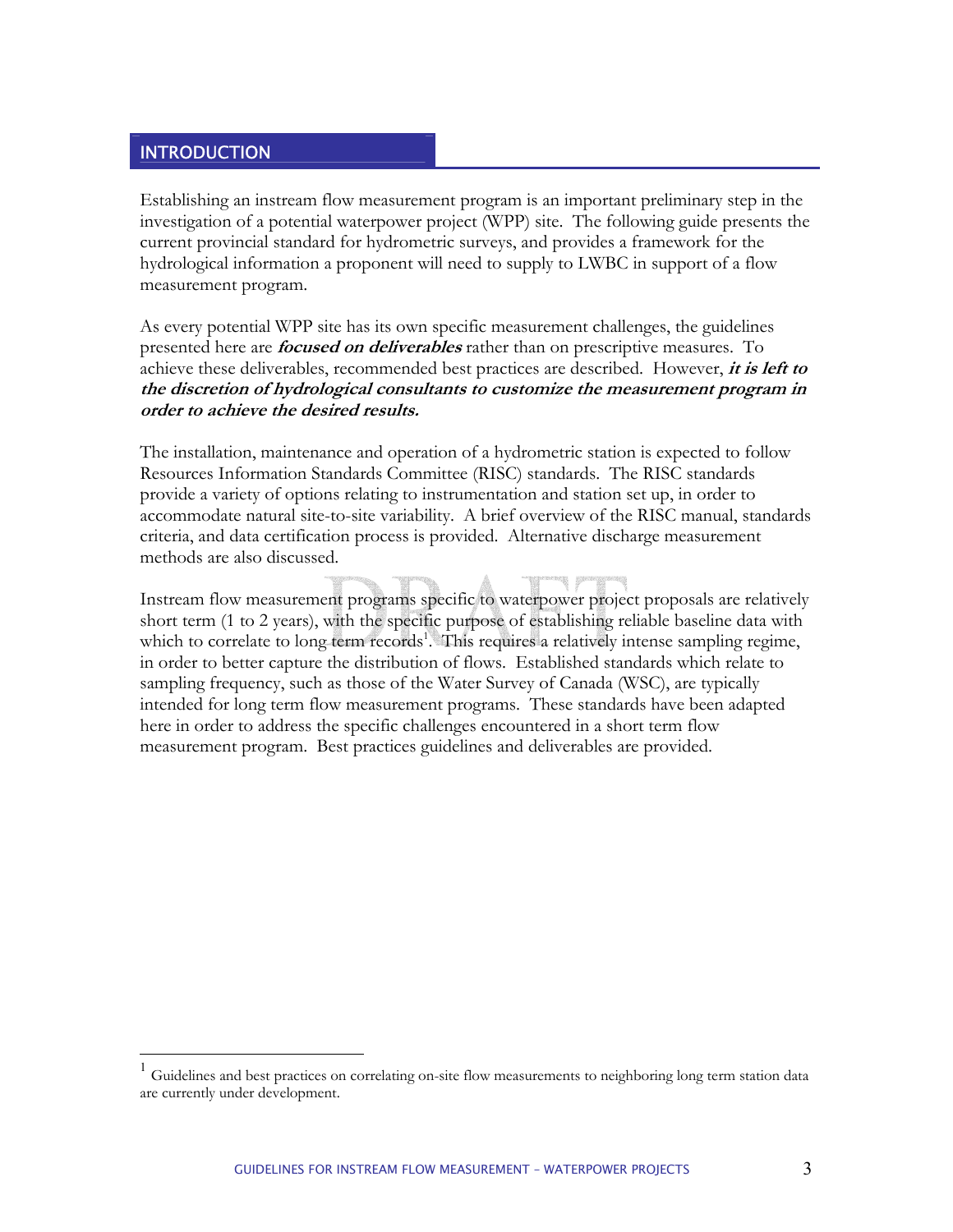## INTRODUCTION

Establishing an instream flow measurement program is an important preliminary step in the investigation of a potential waterpower project (WPP) site. The following guide presents the current provincial standard for hydrometric surveys, and provides a framework for the hydrological information a proponent will need to supply to LWBC in support of a flow measurement program.

As every potential WPP site has its own specific measurement challenges, the guidelines presented here are ***focused on deliverables*** rather than on prescriptive measures. To achieve these deliverables, recommended best practices are described. However, ***it is left to the discretion of hydrological consultants to customize the measurement program in order to achieve the desired results.***

The installation, maintenance and operation of a hydrometric station is expected to follow Resources Information Standards Committee (RISC) standards. The RISC standards provide a variety of options relating to instrumentation and station set up, in order to accommodate natural site-to-site variability. A brief overview of the RISC manual, standards criteria, and data certification process is provided. Alternative discharge measurement methods are also discussed.

Instream flow measurement programs specific to waterpower project proposals are relatively short term (1 to 2 years), with the specific purpose of establishing reliable baseline data with which to correlate to long term records[1]. This requires a relatively intense sampling regime, in order to better capture the distribution of flows. Established standards which relate to sampling frequency, such as those of the Water Survey of Canada (WSC), are typically intended for long term flow measurement programs. These standards have been adapted here in order to address the specific challenges encountered in a short term flow measurement program. Best practices guidelines and deliverables are provided.

---

[1] Guidelines and best practices on correlating on-site flow measurements to neighboring long term station data are currently under development.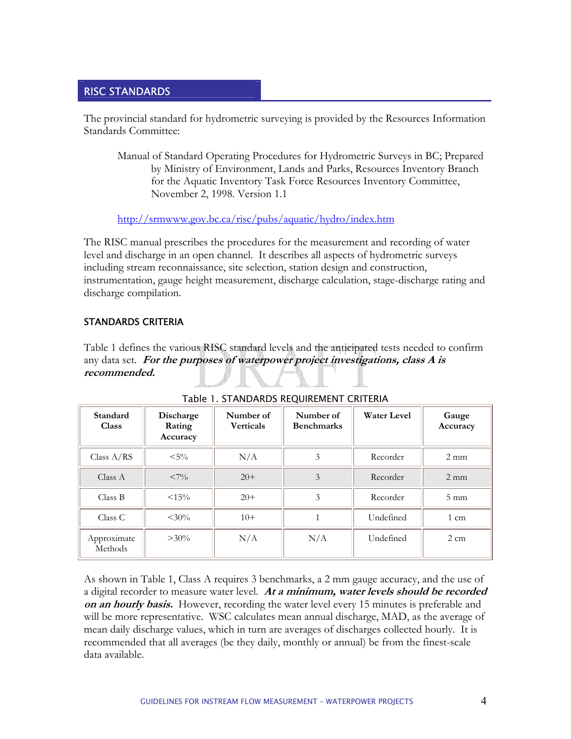## RISC STANDARDS

The provincial standard for hydrometric surveying is provided by the Resources Information Standards Committee:

> Manual of Standard Operating Procedures for Hydrometric Surveys in BC; Prepared by Ministry of Environment, Lands and Parks, Resources Inventory Branch for the Aquatic Inventory Task Force Resources Inventory Committee, November 2, 1998. Version 1.1
>
> http://srmwww.gov.bc.ca/risc/pubs/aquatic/hydro/index.htm

The RISC manual prescribes the procedures for the measurement and recording of water level and discharge in an open channel. It describes all aspects of hydrometric surveys including stream reconnaissance, site selection, station design and construction, instrumentation, gauge height measurement, discharge calculation, stage-discharge rating and discharge compilation.

### STANDARDS CRITERIA

Table 1 defines the various RISC standard levels and the anticipated tests needed to confirm any data set. ***For the purposes of waterpower project investigations, class A is recommended.***

Table 1. STANDARDS REQUIREMENT CRITERIA

| Standard Class | Discharge Rating Accuracy | Number of Verticals | Number of Benchmarks | Water Level | Gauge Accuracy |
|---|---|---|---|---|---|
| Class A/RS | <5% | N/A | 3 | Recorder | 2 mm |
| Class A | <7% | 20+ | 3 | Recorder | 2 mm |
| Class B | <15% | 20+ | 3 | Recorder | 5 mm |
| Class C | <30% | 10+ | 1 | Undefined | 1 cm |
| Approximate Methods | >30% | N/A | N/A | Undefined | 2 cm |

As shown in Table 1, Class A requires 3 benchmarks, a 2 mm gauge accuracy, and the use of a digital recorder to measure water level. ***At a minimum, water levels should be recorded on an hourly basis.*** However, recording the water level every 15 minutes is preferable and will be more representative. WSC calculates mean annual discharge, MAD, as the average of mean daily discharge values, which in turn are averages of discharges collected hourly. It is recommended that all averages (be they daily, monthly or annual) be from the finest-scale data available.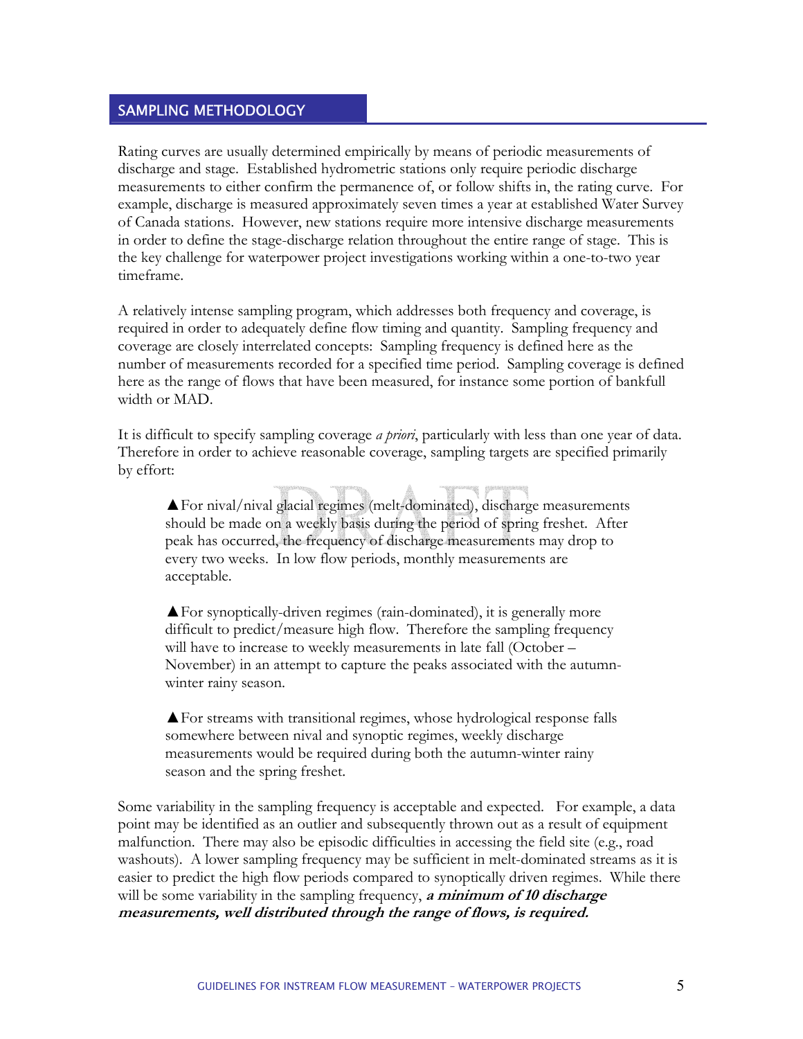## SAMPLING METHODOLOGY

Rating curves are usually determined empirically by means of periodic measurements of discharge and stage. Established hydrometric stations only require periodic discharge measurements to either confirm the permanence of, or follow shifts in, the rating curve. For example, discharge is measured approximately seven times a year at established Water Survey of Canada stations. However, new stations require more intensive discharge measurements in order to define the stage-discharge relation throughout the entire range of stage. This is the key challenge for waterpower project investigations working within a one-to-two year timeframe.

A relatively intense sampling program, which addresses both frequency and coverage, is required in order to adequately define flow timing and quantity. Sampling frequency and coverage are closely interrelated concepts: Sampling frequency is defined here as the number of measurements recorded for a specified time period. Sampling coverage is defined here as the range of flows that have been measured, for instance some portion of bankfull width or MAD.

It is difficult to specify sampling coverage *a priori*, particularly with less than one year of data. Therefore in order to achieve reasonable coverage, sampling targets are specified primarily by effort:

- ▲For nival/nival glacial regimes (melt-dominated), discharge measurements should be made on a weekly basis during the period of spring freshet. After peak has occurred, the frequency of discharge measurements may drop to every two weeks. In low flow periods, monthly measurements are acceptable.
- ▲For synoptically-driven regimes (rain-dominated), it is generally more difficult to predict/measure high flow. Therefore the sampling frequency will have to increase to weekly measurements in late fall (October – November) in an attempt to capture the peaks associated with the autumn-winter rainy season.
- ▲For streams with transitional regimes, whose hydrological response falls somewhere between nival and synoptic regimes, weekly discharge measurements would be required during both the autumn-winter rainy season and the spring freshet.

Some variability in the sampling frequency is acceptable and expected. For example, a data point may be identified as an outlier and subsequently thrown out as a result of equipment malfunction. There may also be episodic difficulties in accessing the field site (e.g., road washouts). A lower sampling frequency may be sufficient in melt-dominated streams as it is easier to predict the high flow periods compared to synoptically driven regimes. While there will be some variability in the sampling frequency, ***a minimum of 10 discharge measurements, well distributed through the range of flows, is required.***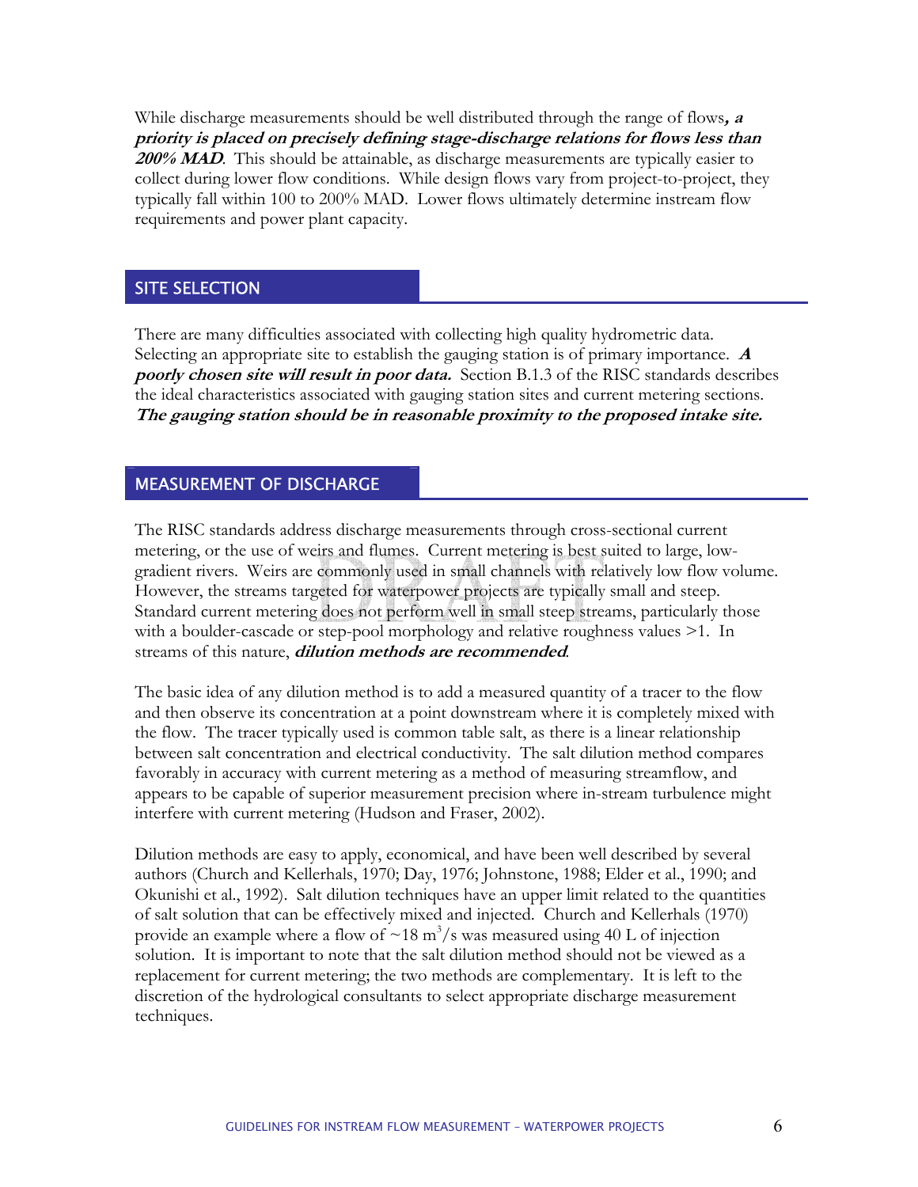While discharge measurements should be well distributed through the range of flows***, a priority is placed on precisely defining stage-discharge relations for flows less than 200% MAD***. This should be attainable, as discharge measurements are typically easier to collect during lower flow conditions. While design flows vary from project-to-project, they typically fall within 100 to 200% MAD. Lower flows ultimately determine instream flow requirements and power plant capacity.

## SITE SELECTION

There are many difficulties associated with collecting high quality hydrometric data. Selecting an appropriate site to establish the gauging station is of primary importance. ***A poorly chosen site will result in poor data.*** Section B.1.3 of the RISC standards describes the ideal characteristics associated with gauging station sites and current metering sections. ***The gauging station should be in reasonable proximity to the proposed intake site.***

## MEASUREMENT OF DISCHARGE

The RISC standards address discharge measurements through cross-sectional current metering, or the use of weirs and flumes. Current metering is best suited to large, low-gradient rivers. Weirs are commonly used in small channels with relatively low flow volume. However, the streams targeted for waterpower projects are typically small and steep. Standard current metering does not perform well in small steep streams, particularly those with a boulder-cascade or step-pool morphology and relative roughness values >1. In streams of this nature, ***dilution methods are recommended***.

The basic idea of any dilution method is to add a measured quantity of a tracer to the flow and then observe its concentration at a point downstream where it is completely mixed with the flow. The tracer typically used is common table salt, as there is a linear relationship between salt concentration and electrical conductivity. The salt dilution method compares favorably in accuracy with current metering as a method of measuring streamflow, and appears to be capable of superior measurement precision where in-stream turbulence might interfere with current metering (Hudson and Fraser, 2002).

Dilution methods are easy to apply, economical, and have been well described by several authors (Church and Kellerhals, 1970; Day, 1976; Johnstone, 1988; Elder et al., 1990; and Okunishi et al., 1992). Salt dilution techniques have an upper limit related to the quantities of salt solution that can be effectively mixed and injected. Church and Kellerhals (1970) provide an example where a flow of ~18 $m^3/s$ was measured using 40 L of injection solution. It is important to note that the salt dilution method should not be viewed as a replacement for current metering; the two methods are complementary. It is left to the discretion of the hydrological consultants to select appropriate discharge measurement techniques.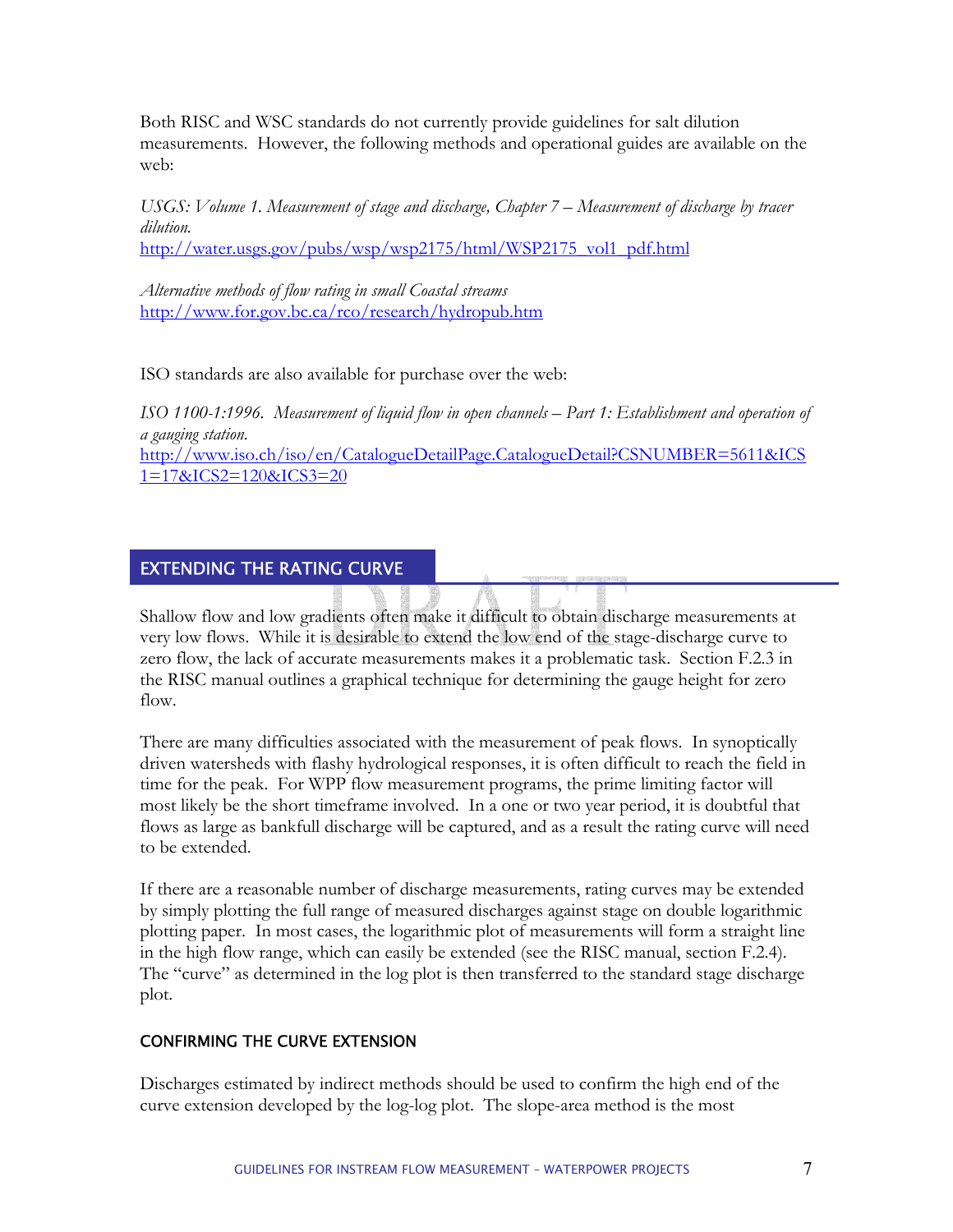Both RISC and WSC standards do not currently provide guidelines for salt dilution measurements. However, the following methods and operational guides are available on the web:

*USGS: Volume 1. Measurement of stage and discharge, Chapter 7 – Measurement of discharge by tracer dilution.*
http://water.usgs.gov/pubs/wsp/wsp2175/html/WSP2175_vol1_pdf.html

*Alternative methods of flow rating in small Coastal streams*
http://www.for.gov.bc.ca/rco/research/hydropub.htm

ISO standards are also available for purchase over the web:

*ISO 1100-1:1996. Measurement of liquid flow in open channels – Part 1: Establishment and operation of a gauging station.*
http://www.iso.ch/iso/en/CatalogueDetailPage.CatalogueDetail?CSNUMBER=5611&ICS1=17&ICS2=120&ICS3=20

## EXTENDING THE RATING CURVE

Shallow flow and low gradients often make it difficult to obtain discharge measurements at very low flows. While it is desirable to extend the low end of the stage-discharge curve to zero flow, the lack of accurate measurements makes it a problematic task. Section F.2.3 in the RISC manual outlines a graphical technique for determining the gauge height for zero flow.

There are many difficulties associated with the measurement of peak flows. In synoptically driven watersheds with flashy hydrological responses, it is often difficult to reach the field in time for the peak. For WPP flow measurement programs, the prime limiting factor will most likely be the short timeframe involved. In a one or two year period, it is doubtful that flows as large as bankfull discharge will be captured, and as a result the rating curve will need to be extended.

If there are a reasonable number of discharge measurements, rating curves may be extended by simply plotting the full range of measured discharges against stage on double logarithmic plotting paper. In most cases, the logarithmic plot of measurements will form a straight line in the high flow range, which can easily be extended (see the RISC manual, section F.2.4). The "curve" as determined in the log plot is then transferred to the standard stage discharge plot.

### CONFIRMING THE CURVE EXTENSION

Discharges estimated by indirect methods should be used to confirm the high end of the curve extension developed by the log-log plot. The slope-area method is the most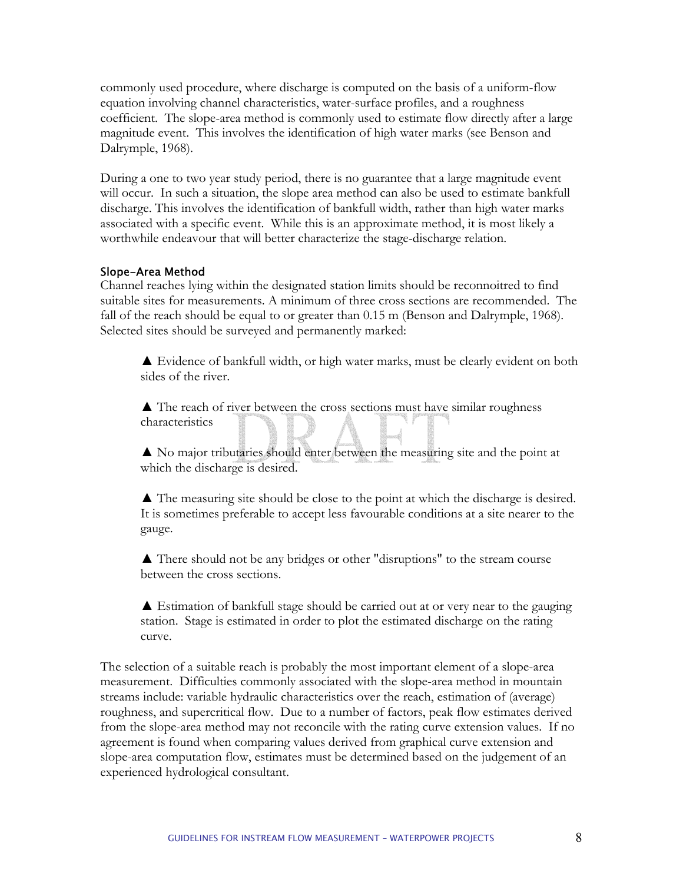commonly used procedure, where discharge is computed on the basis of a uniform-flow equation involving channel characteristics, water-surface profiles, and a roughness coefficient. The slope-area method is commonly used to estimate flow directly after a large magnitude event. This involves the identification of high water marks (see Benson and Dalrymple, 1968).

During a one to two year study period, there is no guarantee that a large magnitude event will occur. In such a situation, the slope area method can also be used to estimate bankfull discharge. This involves the identification of bankfull width, rather than high water marks associated with a specific event. While this is an approximate method, it is most likely a worthwhile endeavour that will better characterize the stage-discharge relation.

### Slope-Area Method

Channel reaches lying within the designated station limits should be reconnoitred to find suitable sites for measurements. A minimum of three cross sections are recommended. The fall of the reach should be equal to or greater than 0.15 m (Benson and Dalrymple, 1968). Selected sites should be surveyed and permanently marked:

- ▲ Evidence of bankfull width, or high water marks, must be clearly evident on both sides of the river.
- ▲ The reach of river between the cross sections must have similar roughness characteristics
- ▲ No major tributaries should enter between the measuring site and the point at which the discharge is desired.
- ▲ The measuring site should be close to the point at which the discharge is desired. It is sometimes preferable to accept less favourable conditions at a site nearer to the gauge.
- ▲ There should not be any bridges or other "disruptions" to the stream course between the cross sections.
- ▲ Estimation of bankfull stage should be carried out at or very near to the gauging station. Stage is estimated in order to plot the estimated discharge on the rating curve.

The selection of a suitable reach is probably the most important element of a slope-area measurement. Difficulties commonly associated with the slope-area method in mountain streams include: variable hydraulic characteristics over the reach, estimation of (average) roughness, and supercritical flow. Due to a number of factors, peak flow estimates derived from the slope-area method may not reconcile with the rating curve extension values. If no agreement is found when comparing values derived from graphical curve extension and slope-area computation flow, estimates must be determined based on the judgement of an experienced hydrological consultant.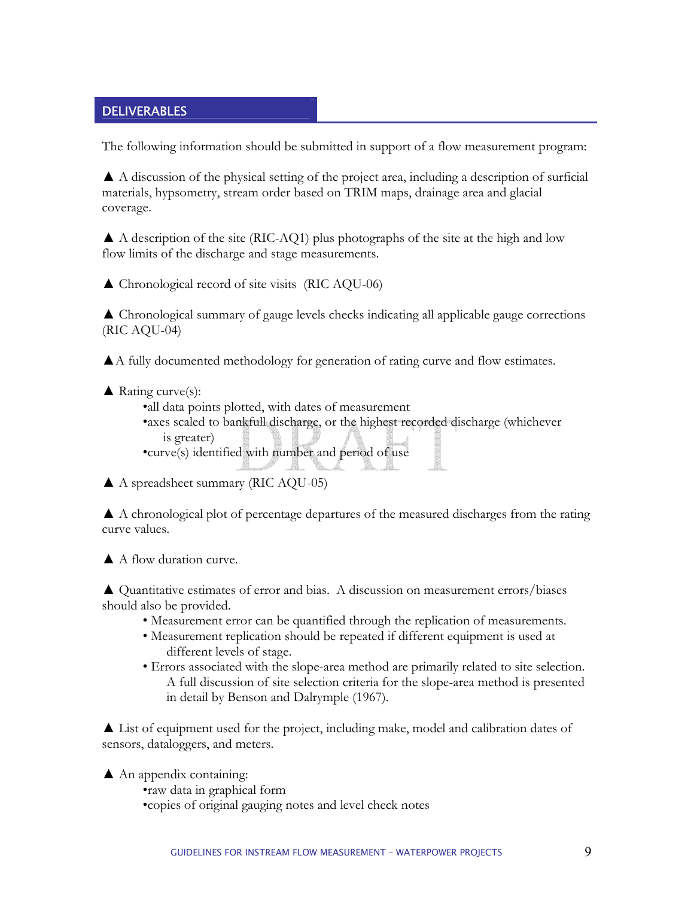## DELIVERABLES

The following information should be submitted in support of a flow measurement program:

▲ A discussion of the physical setting of the project area, including a description of surficial materials, hypsometry, stream order based on TRIM maps, drainage area and glacial coverage.

▲ A description of the site (RIC-AQ1) plus photographs of the site at the high and low flow limits of the discharge and stage measurements.

▲ Chronological record of site visits (RIC AQU-06)

▲ Chronological summary of gauge levels checks indicating all applicable gauge corrections (RIC AQU-04)

▲A fully documented methodology for generation of rating curve and flow estimates.

▲ Rating curve(s):

- all data points plotted, with dates of measurement
- axes scaled to bankfull discharge, or the highest recorded discharge (whichever is greater)
- curve(s) identified with number and period of use

▲ A spreadsheet summary (RIC AQU-05)

▲ A chronological plot of percentage departures of the measured discharges from the rating curve values.

▲ A flow duration curve.

▲ Quantitative estimates of error and bias. A discussion on measurement errors/biases should also be provided.

- Measurement error can be quantified through the replication of measurements.
- Measurement replication should be repeated if different equipment is used at different levels of stage.
- Errors associated with the slope-area method are primarily related to site selection. A full discussion of site selection criteria for the slope-area method is presented in detail by Benson and Dalrymple (1967).

▲ List of equipment used for the project, including make, model and calibration dates of sensors, dataloggers, and meters.

▲ An appendix containing:

- raw data in graphical form
- copies of original gauging notes and level check notes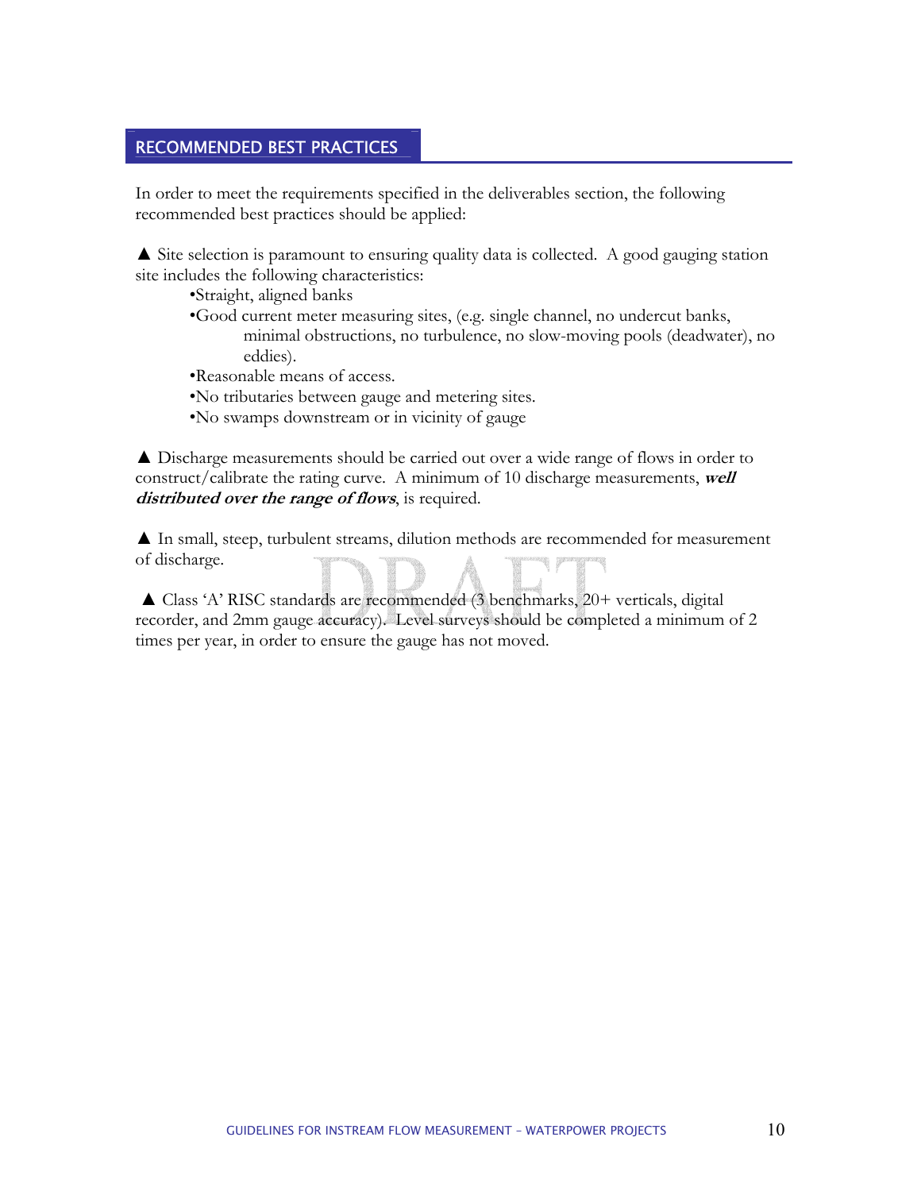## RECOMMENDED BEST PRACTICES

In order to meet the requirements specified in the deliverables section, the following recommended best practices should be applied:

▲ Site selection is paramount to ensuring quality data is collected. A good gauging station site includes the following characteristics:

- Straight, aligned banks
- Good current meter measuring sites, (e.g. single channel, no undercut banks, minimal obstructions, no turbulence, no slow-moving pools (deadwater), no eddies).
- Reasonable means of access.
- No tributaries between gauge and metering sites.
- No swamps downstream or in vicinity of gauge

▲ Discharge measurements should be carried out over a wide range of flows in order to construct/calibrate the rating curve. A minimum of 10 discharge measurements, ***well distributed over the range of flows***, is required.

▲ In small, steep, turbulent streams, dilution methods are recommended for measurement of discharge.

▲ Class 'A' RISC standards are recommended (3 benchmarks, 20+ verticals, digital recorder, and 2mm gauge accuracy). Level surveys should be completed a minimum of 2 times per year, in order to ensure the gauge has not moved.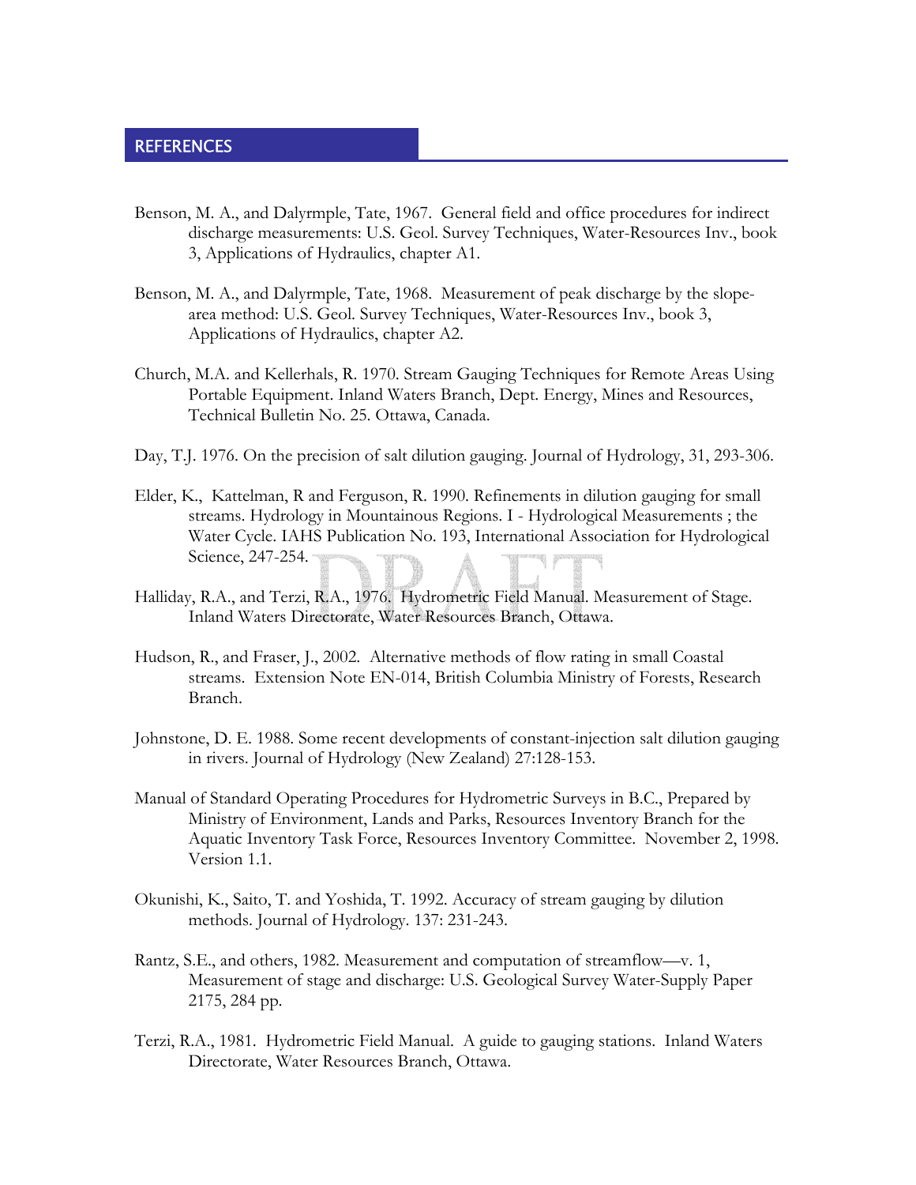## REFERENCES

Benson, M. A., and Dalyrmple, Tate, 1967. General field and office procedures for indirect discharge measurements: U.S. Geol. Survey Techniques, Water-Resources Inv., book 3, Applications of Hydraulics, chapter A1.

Benson, M. A., and Dalyrmple, Tate, 1968. Measurement of peak discharge by the slope-area method: U.S. Geol. Survey Techniques, Water-Resources Inv., book 3, Applications of Hydraulics, chapter A2.

Church, M.A. and Kellerhals, R. 1970. Stream Gauging Techniques for Remote Areas Using Portable Equipment. Inland Waters Branch, Dept. Energy, Mines and Resources, Technical Bulletin No. 25. Ottawa, Canada.

Day, T.J. 1976. On the precision of salt dilution gauging. Journal of Hydrology, 31, 293-306.

Elder, K., Kattelman, R and Ferguson, R. 1990. Refinements in dilution gauging for small streams. Hydrology in Mountainous Regions. I - Hydrological Measurements ; the Water Cycle. IAHS Publication No. 193, International Association for Hydrological Science, 247-254.

Halliday, R.A., and Terzi, R.A., 1976. Hydrometric Field Manual. Measurement of Stage. Inland Waters Directorate, Water Resources Branch, Ottawa.

Hudson, R., and Fraser, J., 2002. Alternative methods of flow rating in small Coastal streams. Extension Note EN-014, British Columbia Ministry of Forests, Research Branch.

Johnstone, D. E. 1988. Some recent developments of constant-injection salt dilution gauging in rivers. Journal of Hydrology (New Zealand) 27:128-153.

Manual of Standard Operating Procedures for Hydrometric Surveys in B.C., Prepared by Ministry of Environment, Lands and Parks, Resources Inventory Branch for the Aquatic Inventory Task Force, Resources Inventory Committee. November 2, 1998. Version 1.1.

Okunishi, K., Saito, T. and Yoshida, T. 1992. Accuracy of stream gauging by dilution methods. Journal of Hydrology. 137: 231-243.

Rantz, S.E., and others, 1982. Measurement and computation of streamflow—v. 1, Measurement of stage and discharge: U.S. Geological Survey Water-Supply Paper 2175, 284 pp.

Terzi, R.A., 1981. Hydrometric Field Manual. A guide to gauging stations. Inland Waters Directorate, Water Resources Branch, Ottawa.